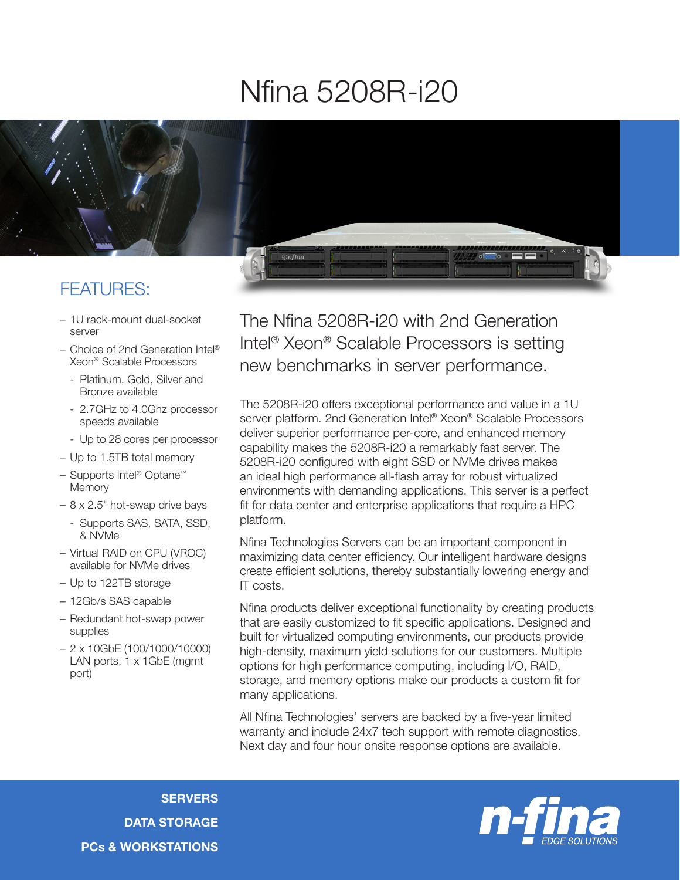# Nfina 5208R-i20

## FEATURES:

- 1U rack-mount dual-socket server
- Choice of 2nd Generation Intel® Xeon® Scalable Processors
  - Platinum, Gold, Silver and Bronze available
  - 2.7GHz to 4.0Ghz processor speeds available
  - Up to 28 cores per processor
- Up to 1.5TB total memory
- Supports Intel® Optane™ Memory
- 8 x 2.5" hot-swap drive bays
  - Supports SAS, SATA, SSD, & NVMe
- Virtual RAID on CPU (VROC) available for NVMe drives
- Up to 122TB storage
- 12Gb/s SAS capable
- Redundant hot-swap power supplies
- 2 x 10GbE (100/1000/10000) LAN ports, 1 x 1GbE (mgmt port)

## The Nfina 5208R-i20 with 2nd Generation Intel® Xeon® Scalable Processors is setting new benchmarks in server performance.

The 5208R-i20 offers exceptional performance and value in a 1U server platform. 2nd Generation Intel® Xeon® Scalable Processors deliver superior performance per-core, and enhanced memory capability makes the 5208R-i20 a remarkably fast server. The 5208R-i20 configured with eight SSD or NVMe drives makes an ideal high performance all-flash array for robust virtualized environments with demanding applications. This server is a perfect fit for data center and enterprise applications that require a HPC platform.

Nfina Technologies Servers can be an important component in maximizing data center efficiency. Our intelligent hardware designs create efficient solutions, thereby substantially lowering energy and IT costs.

Nfina products deliver exceptional functionality by creating products that are easily customized to fit specific applications. Designed and built for virtualized computing environments, our products provide high-density, maximum yield solutions for our customers. Multiple options for high performance computing, including I/O, RAID, storage, and memory options make our products a custom fit for many applications.

All Nfina Technologies' servers are backed by a five-year limited warranty and include 24x7 tech support with remote diagnostics. Next day and four hour onsite response options are available.

**SERVERS**
**DATA STORAGE**
**PCs & WORKSTATIONS**

n-fina EDGE SOLUTIONS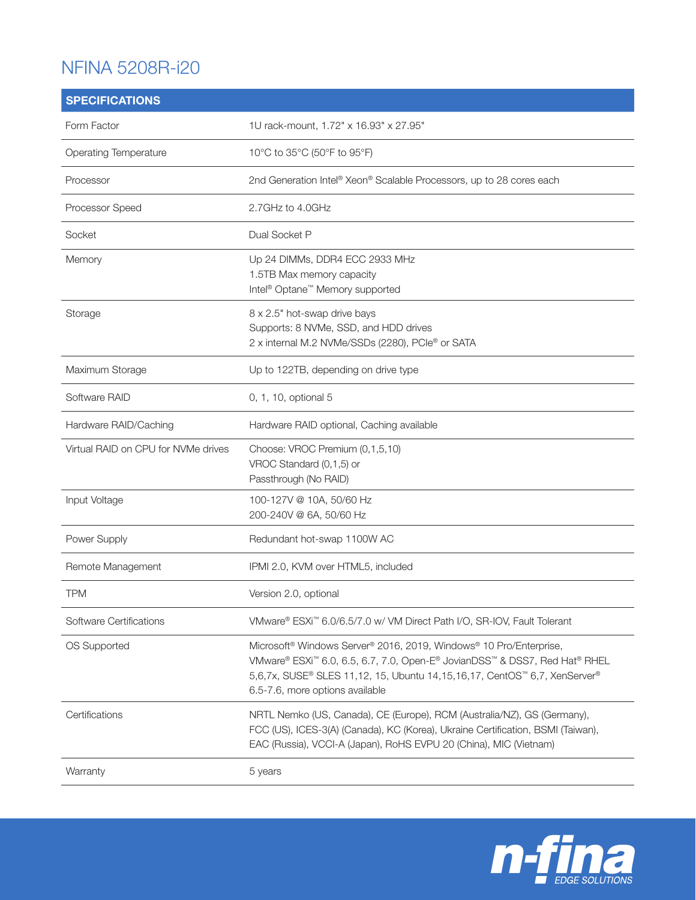# NFINA 5208R-i20

| SPECIFICATIONS | |
|---|---|
| Form Factor | 1U rack-mount, 1.72" x 16.93" x 27.95" |
| Operating Temperature | 10°C to 35°C (50°F to 95°F) |
| Processor | 2nd Generation Intel® Xeon® Scalable Processors, up to 28 cores each |
| Processor Speed | 2.7GHz to 4.0GHz |
| Socket | Dual Socket P |
| Memory | Up 24 DIMMs, DDR4 ECC 2933 MHz<br>1.5TB Max memory capacity<br>Intel® Optane™ Memory supported |
| Storage | 8 x 2.5" hot-swap drive bays<br>Supports: 8 NVMe, SSD, and HDD drives<br>2 x internal M.2 NVMe/SSDs (2280), PCIe® or SATA |
| Maximum Storage | Up to 122TB, depending on drive type |
| Software RAID | 0, 1, 10, optional 5 |
| Hardware RAID/Caching | Hardware RAID optional, Caching available |
| Virtual RAID on CPU for NVMe drives | Choose: VROC Premium (0,1,5,10)<br>VROC Standard (0,1,5) or<br>Passthrough (No RAID) |
| Input Voltage | 100-127V @ 10A, 50/60 Hz<br>200-240V @ 6A, 50/60 Hz |
| Power Supply | Redundant hot-swap 1100W AC |
| Remote Management | IPMI 2.0, KVM over HTML5, included |
| TPM | Version 2.0, optional |
| Software Certifications | VMware® ESXi™ 6.0/6.5/7.0 w/ VM Direct Path I/O, SR-IOV, Fault Tolerant |
| OS Supported | Microsoft® Windows Server® 2016, 2019, Windows® 10 Pro/Enterprise, VMware® ESXi™ 6.0, 6.5, 6.7, 7.0, Open-E® JovianDSS™ & DSS7, Red Hat® RHEL 5,6,7x, SUSE® SLES 11,12, 15, Ubuntu 14,15,16,17, CentOS™ 6,7, XenServer® 6.5-7.6, more options available |
| Certifications | NRTL Nemko (US, Canada), CE (Europe), RCM (Australia/NZ), GS (Germany), FCC (US), ICES-3(A) (Canada), KC (Korea), Ukraine Certification, BSMI (Taiwan), EAC (Russia), VCCI-A (Japan), RoHS EVPU 20 (China), MIC (Vietnam) |
| Warranty | 5 years |

n-fina EDGE SOLUTIONS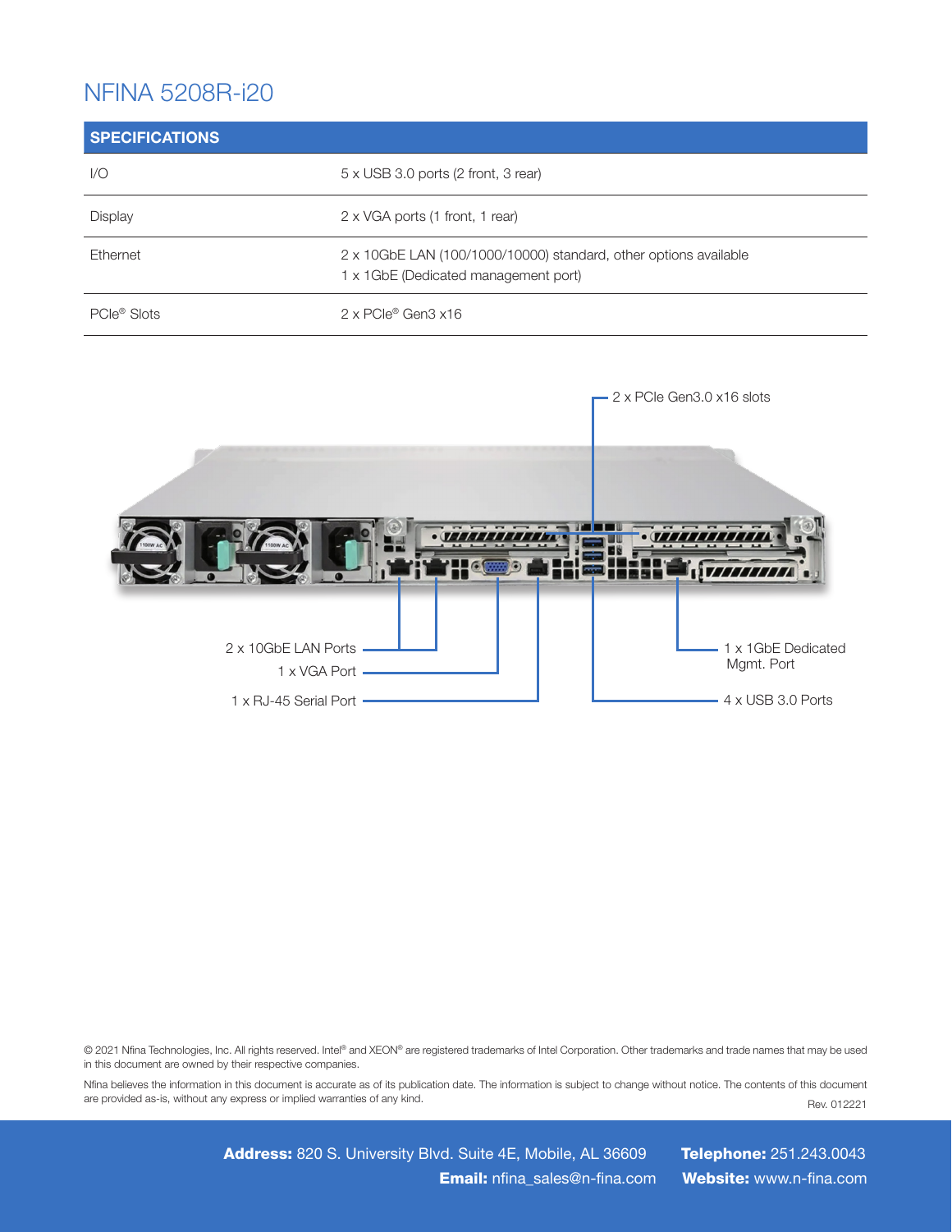# NFINA 5208R-i20

| SPECIFICATIONS | |
|---|---|
| I/O | 5 x USB 3.0 ports (2 front, 3 rear) |
| Display | 2 x VGA ports (1 front, 1 rear) |
| Ethernet | 2 x 10GbE LAN (100/1000/10000) standard, other options available<br>1 x 1GbE (Dedicated management port) |
| PCIe® Slots | 2 x PCIe® Gen3 x16 |

2 x PCIe Gen3.0 x16 slots

2 x 10GbE LAN Ports

1 x VGA Port

1 x RJ-45 Serial Port

1 x 1GbE Dedicated Mgmt. Port

4 x USB 3.0 Ports

© 2021 Nfina Technologies, Inc. All rights reserved. Intel® and XEON® are registered trademarks of Intel Corporation. Other trademarks and trade names that may be used in this document are owned by their respective companies.

Nfina believes the information in this document is accurate as of its publication date. The information is subject to change without notice. The contents of this document are provided as-is, without any express or implied warranties of any kind.

Rev. 012221

**Address:** 820 S. University Blvd. Suite 4E, Mobile, AL 36609 **Telephone:** 251.243.0043
**Email:** nfina_sales@n-fina.com **Website:** www.n-fina.com